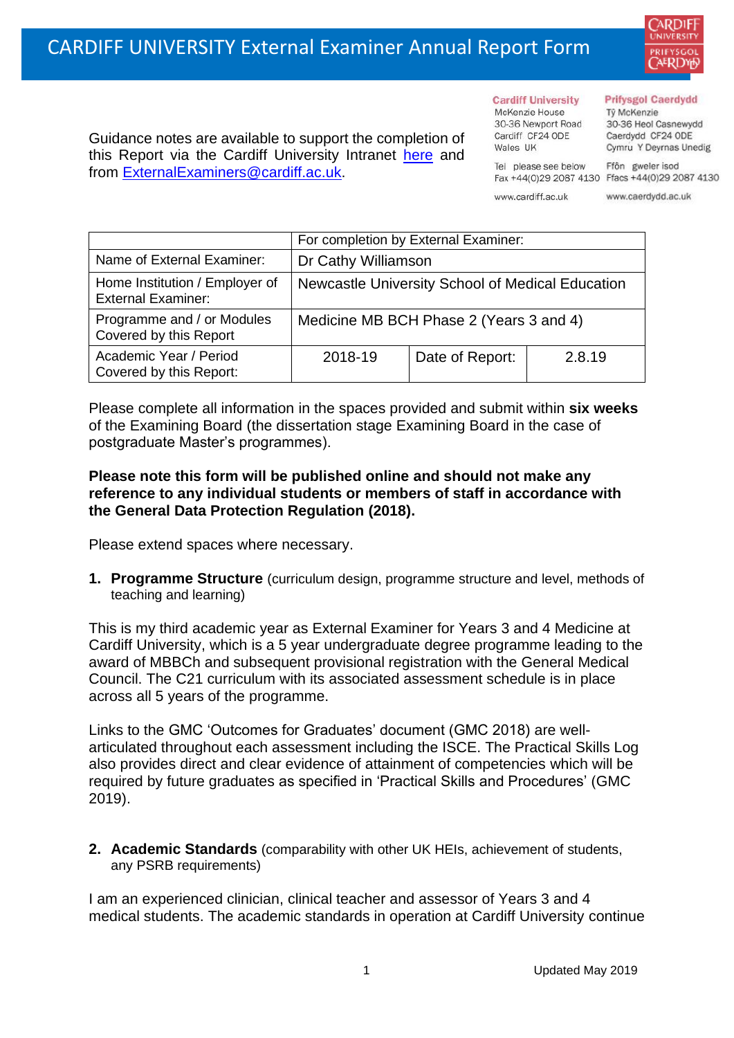# CARDIFF UNIVERSITY External Examiner Annual Report Form

Guidance notes are available to support the completion of this Report via the Cardiff University Intranet [here](#) and from ExternalExaminers@cardiff.ac.uk.

**Cardiff University**
McKenzie House
30-36 Newport Road
Cardiff CF24 0DE
Wales UK

Tel please see below
Fax +44(0)29 2087 4130

www.cardiff.ac.uk

**Prifysgol Caerdydd**
Tŷ McKenzie
30-36 Heol Casnewydd
Caerdydd CF24 0DE
Cymru Y Deyrnas Unedig

Ffôn gweler isod
Ffacs +44(0)29 2087 4130

www.caerdydd.ac.uk

| | For completion by External Examiner: | | |
|---|---|---|---|
| Name of External Examiner: | Dr Cathy Williamson | | |
| Home Institution / Employer of External Examiner: | Newcastle University School of Medical Education | | |
| Programme and / or Modules Covered by this Report | Medicine MB BCH Phase 2 (Years 3 and 4) | | |
| Academic Year / Period Covered by this Report: | 2018-19 | Date of Report: | 2.8.19 |

Please complete all information in the spaces provided and submit within **six weeks** of the Examining Board (the dissertation stage Examining Board in the case of postgraduate Master's programmes).

**Please note this form will be published online and should not make any reference to any individual students or members of staff in accordance with the General Data Protection Regulation (2018).**

Please extend spaces where necessary.

1. **Programme Structure** (curriculum design, programme structure and level, methods of teaching and learning)

This is my third academic year as External Examiner for Years 3 and 4 Medicine at Cardiff University, which is a 5 year undergraduate degree programme leading to the award of MBBCh and subsequent provisional registration with the General Medical Council. The C21 curriculum with its associated assessment schedule is in place across all 5 years of the programme.

Links to the GMC 'Outcomes for Graduates' document (GMC 2018) are well-articulated throughout each assessment including the ISCE. The Practical Skills Log also provides direct and clear evidence of attainment of competencies which will be required by future graduates as specified in 'Practical Skills and Procedures' (GMC 2019).

2. **Academic Standards** (comparability with other UK HEIs, achievement of students, any PSRB requirements)

I am an experienced clinician, clinical teacher and assessor of Years 3 and 4 medical students. The academic standards in operation at Cardiff University continue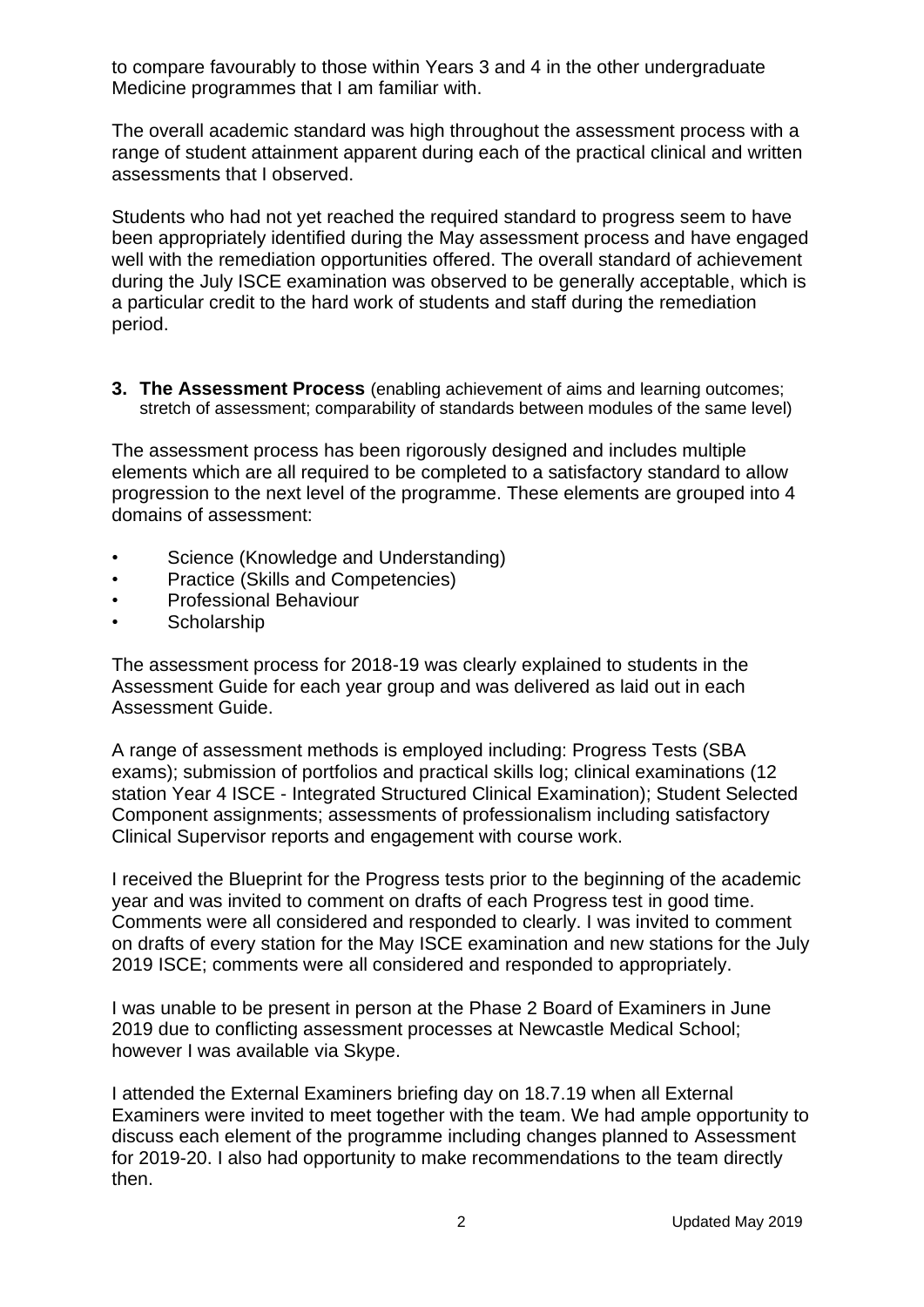to compare favourably to those within Years 3 and 4 in the other undergraduate Medicine programmes that I am familiar with.

The overall academic standard was high throughout the assessment process with a range of student attainment apparent during each of the practical clinical and written assessments that I observed.

Students who had not yet reached the required standard to progress seem to have been appropriately identified during the May assessment process and have engaged well with the remediation opportunities offered. The overall standard of achievement during the July ISCE examination was observed to be generally acceptable, which is a particular credit to the hard work of students and staff during the remediation period.

3. **The Assessment Process** (enabling achievement of aims and learning outcomes; stretch of assessment; comparability of standards between modules of the same level)

The assessment process has been rigorously designed and includes multiple elements which are all required to be completed to a satisfactory standard to allow progression to the next level of the programme. These elements are grouped into 4 domains of assessment:

- Science (Knowledge and Understanding)
- Practice (Skills and Competencies)
- Professional Behaviour
- Scholarship

The assessment process for 2018-19 was clearly explained to students in the Assessment Guide for each year group and was delivered as laid out in each Assessment Guide.

A range of assessment methods is employed including: Progress Tests (SBA exams); submission of portfolios and practical skills log; clinical examinations (12 station Year 4 ISCE - Integrated Structured Clinical Examination); Student Selected Component assignments; assessments of professionalism including satisfactory Clinical Supervisor reports and engagement with course work.

I received the Blueprint for the Progress tests prior to the beginning of the academic year and was invited to comment on drafts of each Progress test in good time. Comments were all considered and responded to clearly. I was invited to comment on drafts of every station for the May ISCE examination and new stations for the July 2019 ISCE; comments were all considered and responded to appropriately.

I was unable to be present in person at the Phase 2 Board of Examiners in June 2019 due to conflicting assessment processes at Newcastle Medical School; however I was available via Skype.

I attended the External Examiners briefing day on 18.7.19 when all External Examiners were invited to meet together with the team. We had ample opportunity to discuss each element of the programme including changes planned to Assessment for 2019-20. I also had opportunity to make recommendations to the team directly then.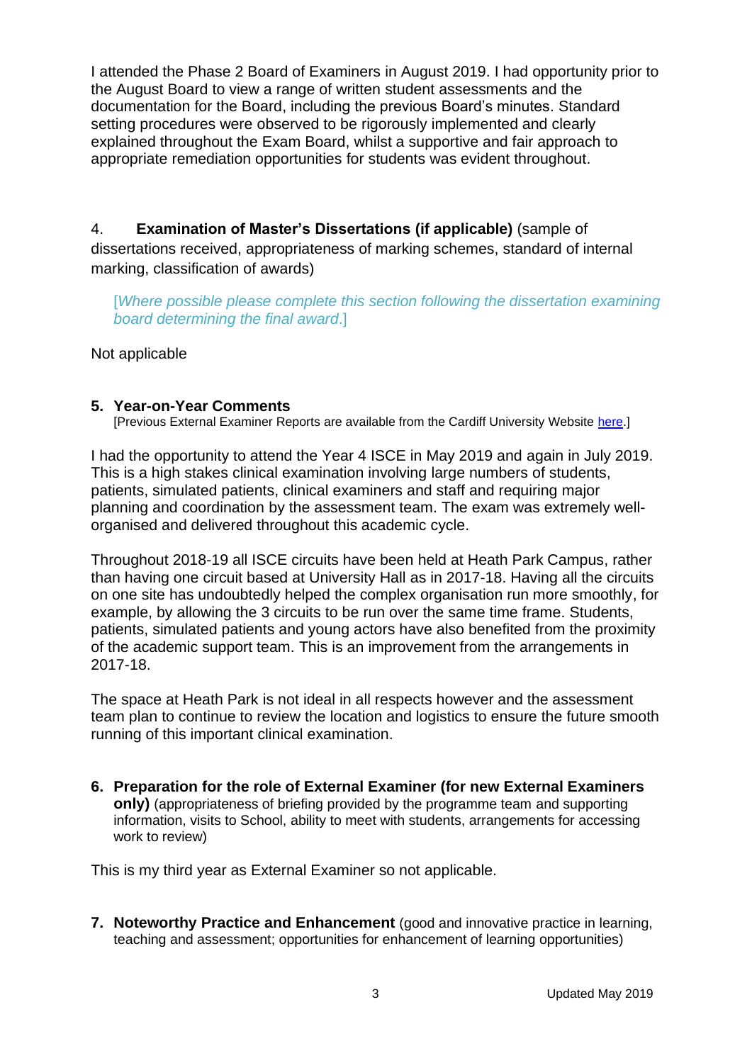I attended the Phase 2 Board of Examiners in August 2019. I had opportunity prior to the August Board to view a range of written student assessments and the documentation for the Board, including the previous Board's minutes. Standard setting procedures were observed to be rigorously implemented and clearly explained throughout the Exam Board, whilst a supportive and fair approach to appropriate remediation opportunities for students was evident throughout.

4. **Examination of Master's Dissertations (if applicable)** (sample of dissertations received, appropriateness of marking schemes, standard of internal marking, classification of awards)

[*Where possible please complete this section following the dissertation examining board determining the final award*.]

Not applicable

**5. Year-on-Year Comments**

[Previous External Examiner Reports are available from the Cardiff University Website here.]

I had the opportunity to attend the Year 4 ISCE in May 2019 and again in July 2019. This is a high stakes clinical examination involving large numbers of students, patients, simulated patients, clinical examiners and staff and requiring major planning and coordination by the assessment team. The exam was extremely well-organised and delivered throughout this academic cycle.

Throughout 2018-19 all ISCE circuits have been held at Heath Park Campus, rather than having one circuit based at University Hall as in 2017-18. Having all the circuits on one site has undoubtedly helped the complex organisation run more smoothly, for example, by allowing the 3 circuits to be run over the same time frame. Students, patients, simulated patients and young actors have also benefited from the proximity of the academic support team. This is an improvement from the arrangements in 2017-18.

The space at Heath Park is not ideal in all respects however and the assessment team plan to continue to review the location and logistics to ensure the future smooth running of this important clinical examination.

**6. Preparation for the role of External Examiner (for new External Examiners only)** (appropriateness of briefing provided by the programme team and supporting information, visits to School, ability to meet with students, arrangements for accessing work to review)

This is my third year as External Examiner so not applicable.

**7. Noteworthy Practice and Enhancement** (good and innovative practice in learning, teaching and assessment; opportunities for enhancement of learning opportunities)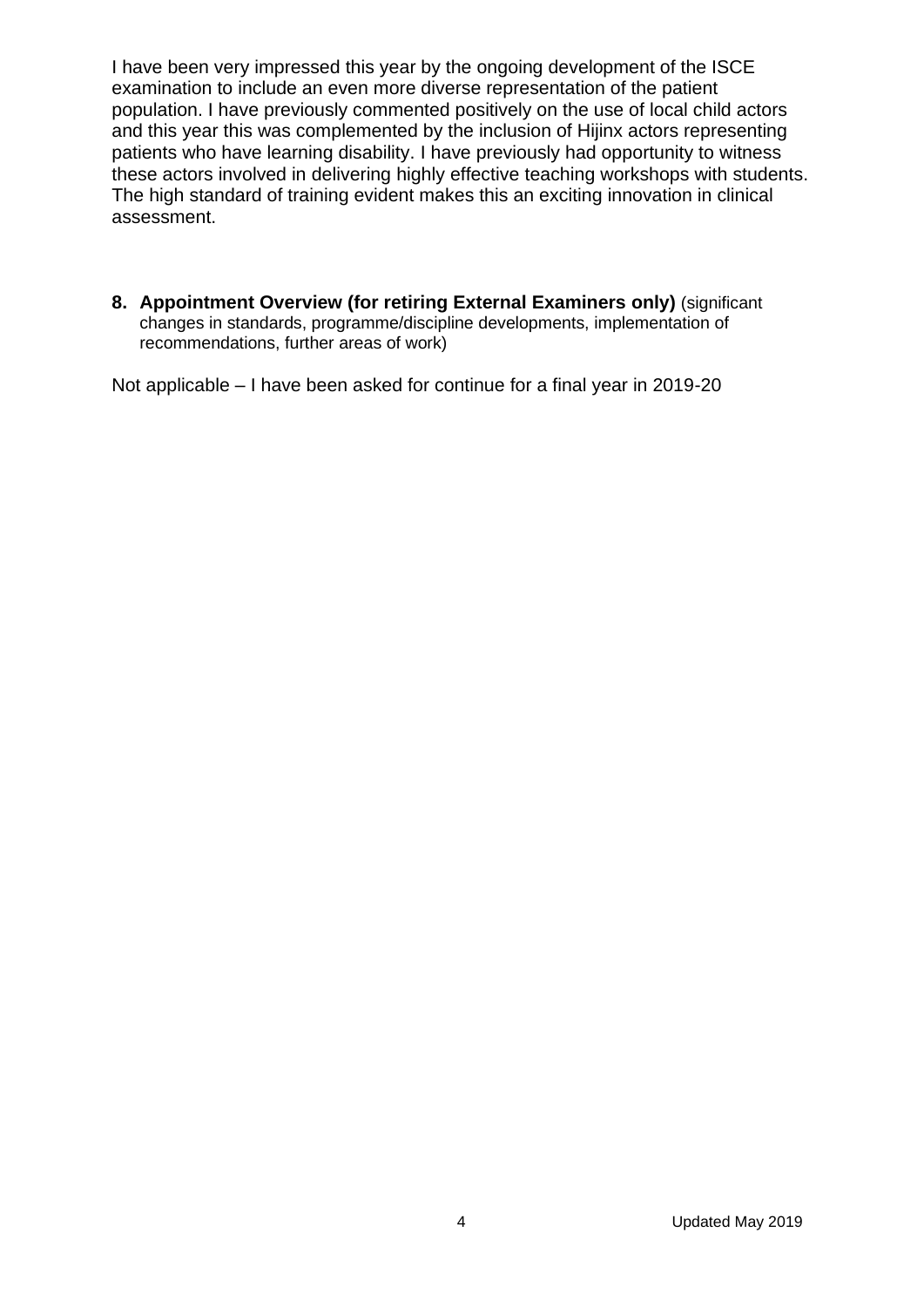I have been very impressed this year by the ongoing development of the ISCE examination to include an even more diverse representation of the patient population. I have previously commented positively on the use of local child actors and this year this was complemented by the inclusion of Hijinx actors representing patients who have learning disability. I have previously had opportunity to witness these actors involved in delivering highly effective teaching workshops with students. The high standard of training evident makes this an exciting innovation in clinical assessment.

**8. Appointment Overview (for retiring External Examiners only)** (significant changes in standards, programme/discipline developments, implementation of recommendations, further areas of work)

Not applicable – I have been asked for continue for a final year in 2019-20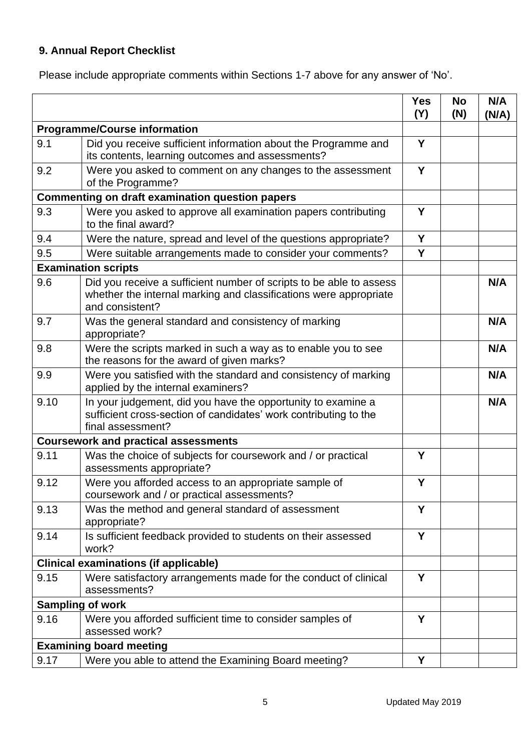## 9. Annual Report Checklist

Please include appropriate comments within Sections 1-7 above for any answer of 'No'.

| | | Yes (Y) | No (N) | N/A (N/A) |
|---|---|---|---|---|
| **Programme/Course information** | | | | |
| 9.1 | Did you receive sufficient information about the Programme and its contents, learning outcomes and assessments? | Y | | |
| 9.2 | Were you asked to comment on any changes to the assessment of the Programme? | Y | | |
| **Commenting on draft examination question papers** | | | | |
| 9.3 | Were you asked to approve all examination papers contributing to the final award? | Y | | |
| 9.4 | Were the nature, spread and level of the questions appropriate? | Y | | |
| 9.5 | Were suitable arrangements made to consider your comments? | Y | | |
| **Examination scripts** | | | | |
| 9.6 | Did you receive a sufficient number of scripts to be able to assess whether the internal marking and classifications were appropriate and consistent? | | | N/A |
| 9.7 | Was the general standard and consistency of marking appropriate? | | | N/A |
| 9.8 | Were the scripts marked in such a way as to enable you to see the reasons for the award of given marks? | | | N/A |
| 9.9 | Were you satisfied with the standard and consistency of marking applied by the internal examiners? | | | N/A |
| 9.10 | In your judgement, did you have the opportunity to examine a sufficient cross-section of candidates' work contributing to the final assessment? | | | N/A |
| **Coursework and practical assessments** | | | | |
| 9.11 | Was the choice of subjects for coursework and / or practical assessments appropriate? | Y | | |
| 9.12 | Were you afforded access to an appropriate sample of coursework and / or practical assessments? | Y | | |
| 9.13 | Was the method and general standard of assessment appropriate? | Y | | |
| 9.14 | Is sufficient feedback provided to students on their assessed work? | Y | | |
| **Clinical examinations (if applicable)** | | | | |
| 9.15 | Were satisfactory arrangements made for the conduct of clinical assessments? | Y | | |
| **Sampling of work** | | | | |
| 9.16 | Were you afforded sufficient time to consider samples of assessed work? | Y | | |
| **Examining board meeting** | | | | |
| 9.17 | Were you able to attend the Examining Board meeting? | Y | | |

Updated May 2019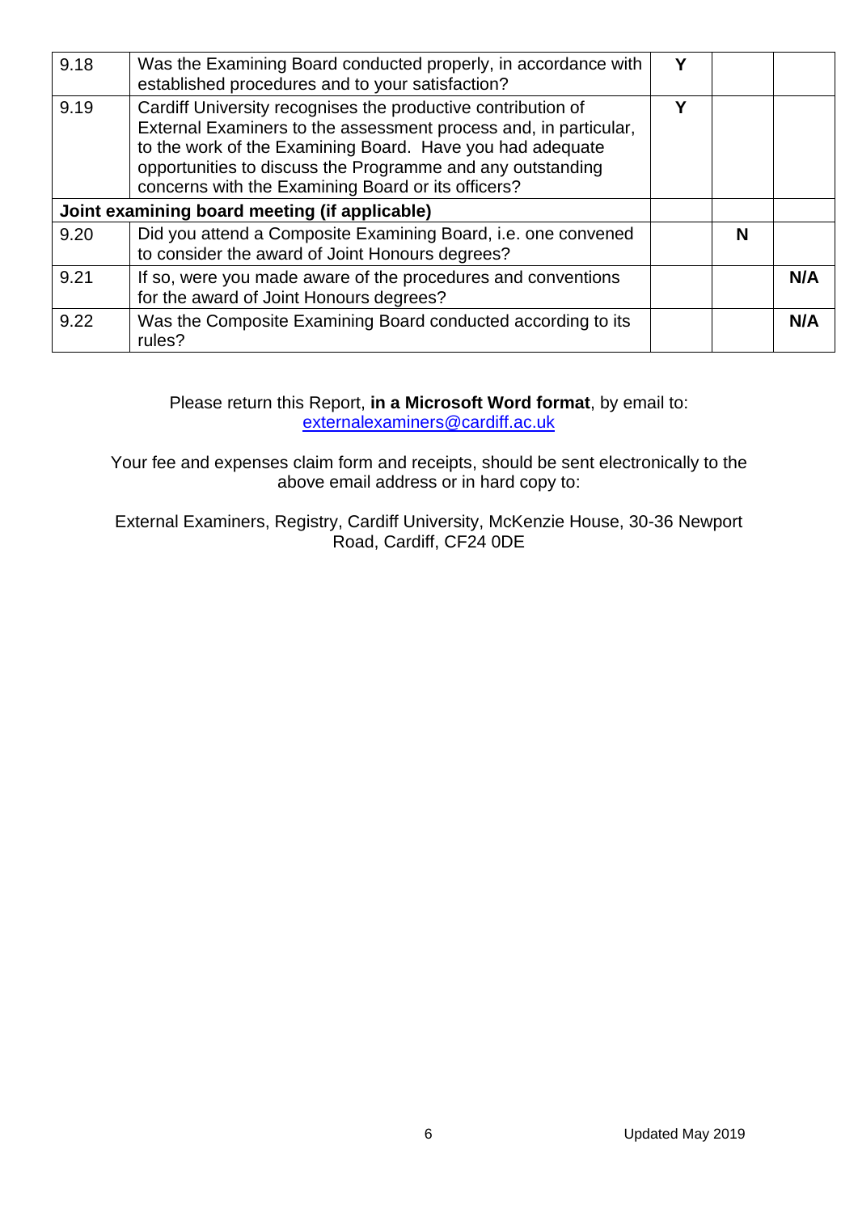| | | | | |
|---|---|---|---|---|
| 9.18 | Was the Examining Board conducted properly, in accordance with established procedures and to your satisfaction? | Y | | |
| 9.19 | Cardiff University recognises the productive contribution of External Examiners to the assessment process and, in particular, to the work of the Examining Board. Have you had adequate opportunities to discuss the Programme and any outstanding concerns with the Examining Board or its officers? | Y | | |
| **Joint examining board meeting (if applicable)** | | | | |
| 9.20 | Did you attend a Composite Examining Board, i.e. one convened to consider the award of Joint Honours degrees? | | N | |
| 9.21 | If so, were you made aware of the procedures and conventions for the award of Joint Honours degrees? | | | N/A |
| 9.22 | Was the Composite Examining Board conducted according to its rules? | | | N/A |

Please return this Report, **in a Microsoft Word format**, by email to:
externalexaminers@cardiff.ac.uk

Your fee and expenses claim form and receipts, should be sent electronically to the above email address or in hard copy to:

External Examiners, Registry, Cardiff University, McKenzie House, 30-36 Newport Road, Cardiff, CF24 0DE

Updated May 2019